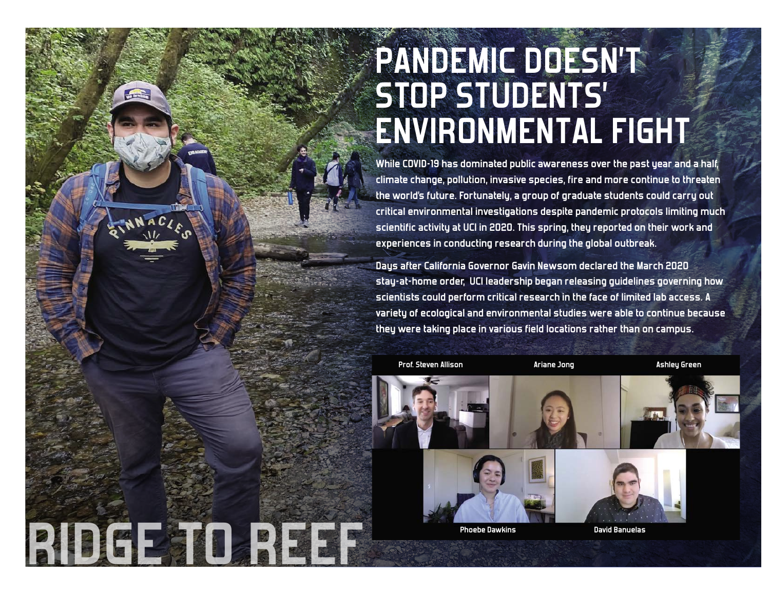# PANDEMIC DOESN'T STOP STUDENTS' ENVIRONMENTAL FIGHT

While COVID-19 has dominated public awareness over the past year and a half, climate change, pollution, invasive species, fire and more continue to threaten the world's future. Fortunately, a group of graduate students could carry out critical environmental investigations despite pandemic protocols limiting much scientific activity at UCI in 2020. This spring, they reported on their work and experiences in conducting research during the global outbreak.

Days after California Governor Gavin Newsom declared the March 2020 stay-at-home order, UCI leadership began releasing guidelines governing how scientists could perform critical research in the face of limited lab access. A variety of ecological and environmental studies were able to continue because they were taking place in various field locations rather than on campus.

Prof. Steven Allison

Ariane Jong

Ashley Green

Phoebe Dawkins

David Banuelas

## RIDGE TO REEF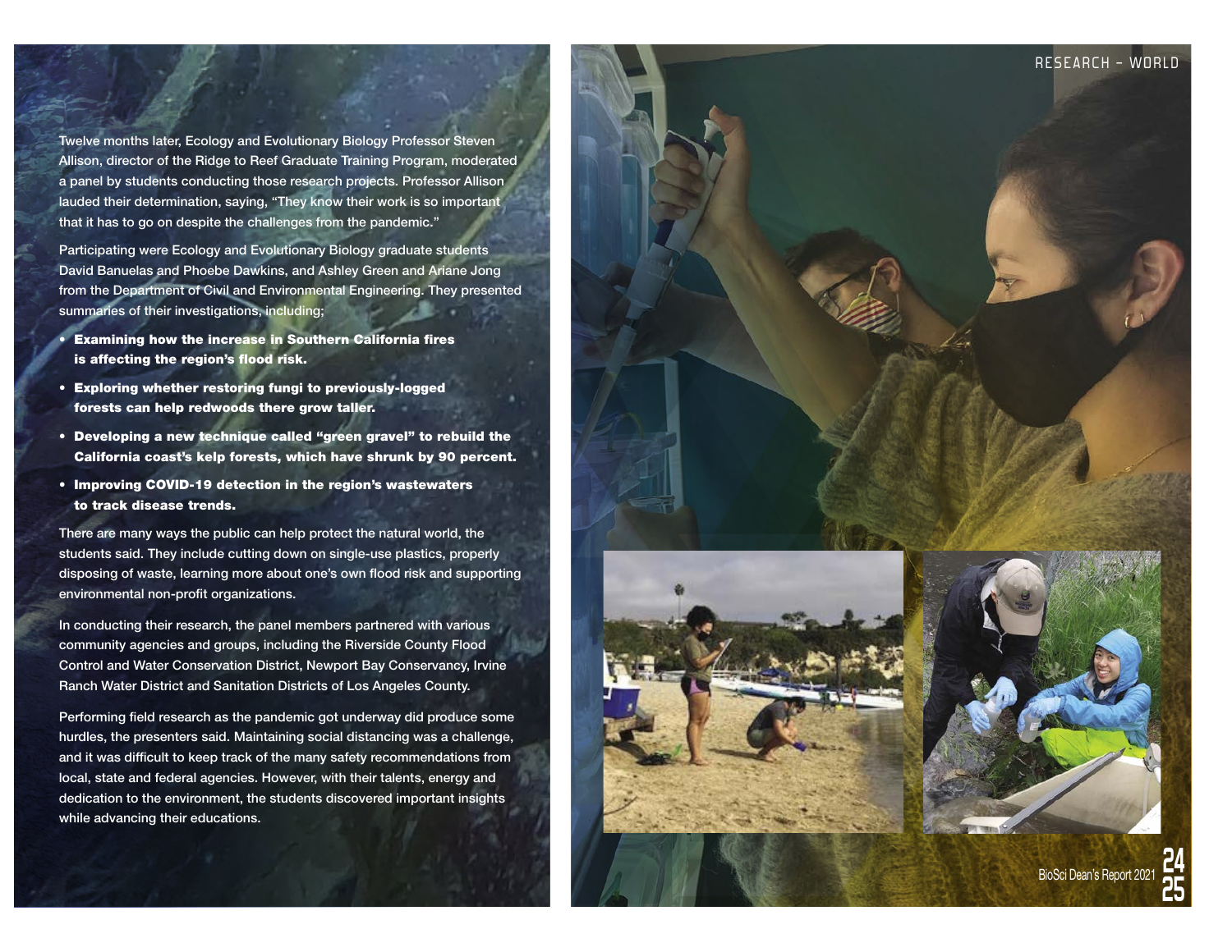Twelve months later, Ecology and Evolutionary Biology Professor Steven Allison, director of the Ridge to Reef Graduate Training Program, moderated a panel by students conducting those research projects. Professor Allison lauded their determination, saying, "They know their work is so important that it has to go on despite the challenges from the pandemic."

Participating were Ecology and Evolutionary Biology graduate students David Banuelas and Phoebe Dawkins, and Ashley Green and Ariane Jong from the Department of Civil and Environmental Engineering. They presented summaries of their investigations, including;

- **Examining how the increase in Southern California fires is affecting the region's flood risk.**
- **Exploring whether restoring fungi to previously-logged forests can help redwoods there grow taller.**
- **Developing a new technique called "green gravel" to rebuild the California coast's kelp forests, which have shrunk by 90 percent.**
- **Improving COVID-19 detection in the region's wastewaters to track disease trends.**

There are many ways the public can help protect the natural world, the students said. They include cutting down on single-use plastics, properly disposing of waste, learning more about one's own flood risk and supporting environmental non-profit organizations.

In conducting their research, the panel members partnered with various community agencies and groups, including the Riverside County Flood Control and Water Conservation District, Newport Bay Conservancy, Irvine Ranch Water District and Sanitation Districts of Los Angeles County.

Performing field research as the pandemic got underway did produce some hurdles, the presenters said. Maintaining social distancing was a challenge, and it was difficult to keep track of the many safety recommendations from local, state and federal agencies. However, with their talents, energy and dedication to the environment, the students discovered important insights while advancing their educations.